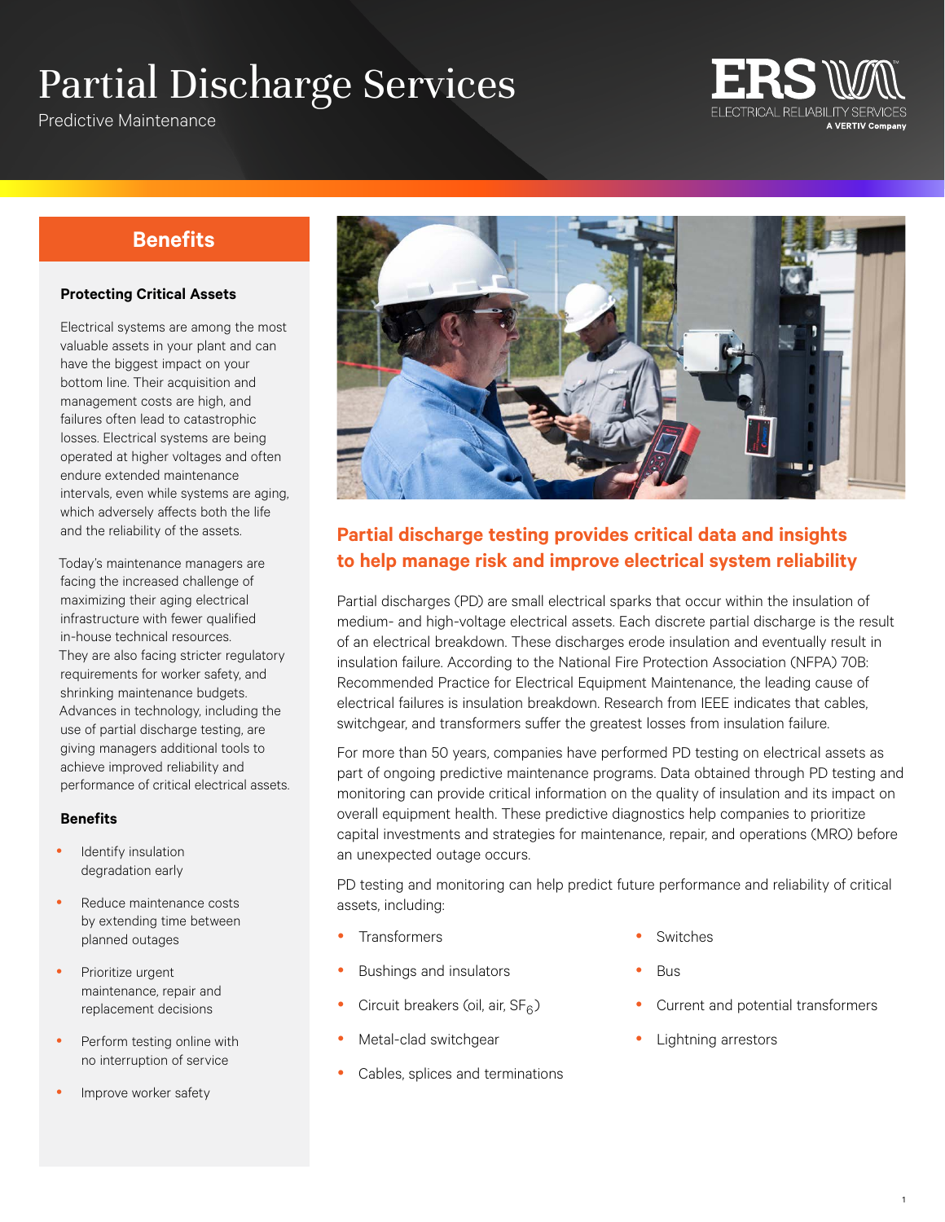# Partial Discharge Services

Predictive Maintenance

ERS — ELECTRICAL RELIABILITY SERVICES — A VERTIV Company

## Benefits

### Protecting Critical Assets

Electrical systems are among the most valuable assets in your plant and can have the biggest impact on your bottom line. Their acquisition and management costs are high, and failures often lead to catastrophic losses. Electrical systems are being operated at higher voltages and often endure extended maintenance intervals, even while systems are aging, which adversely affects both the life and the reliability of the assets.

Today's maintenance managers are facing the increased challenge of maximizing their aging electrical infrastructure with fewer qualified in-house technical resources. They are also facing stricter regulatory requirements for worker safety, and shrinking maintenance budgets. Advances in technology, including the use of partial discharge testing, are giving managers additional tools to achieve improved reliability and performance of critical electrical assets.

### Benefits

- Identify insulation degradation early
- Reduce maintenance costs by extending time between planned outages
- Prioritize urgent maintenance, repair and replacement decisions
- Perform testing online with no interruption of service
- Improve worker safety

## Partial discharge testing provides critical data and insights to help manage risk and improve electrical system reliability

Partial discharges (PD) are small electrical sparks that occur within the insulation of medium- and high-voltage electrical assets. Each discrete partial discharge is the result of an electrical breakdown. These discharges erode insulation and eventually result in insulation failure. According to the National Fire Protection Association (NFPA) 70B: Recommended Practice for Electrical Equipment Maintenance, the leading cause of electrical failures is insulation breakdown. Research from IEEE indicates that cables, switchgear, and transformers suffer the greatest losses from insulation failure.

For more than 50 years, companies have performed PD testing on electrical assets as part of ongoing predictive maintenance programs. Data obtained through PD testing and monitoring can provide critical information on the quality of insulation and its impact on overall equipment health. These predictive diagnostics help companies to prioritize capital investments and strategies for maintenance, repair, and operations (MRO) before an unexpected outage occurs.

PD testing and monitoring can help predict future performance and reliability of critical assets, including:

- Transformers
- Bushings and insulators
- Circuit breakers (oil, air, $SF_6$)
- Metal-clad switchgear
- Cables, splices and terminations
- Switches
- Bus
- Current and potential transformers
- Lightning arrestors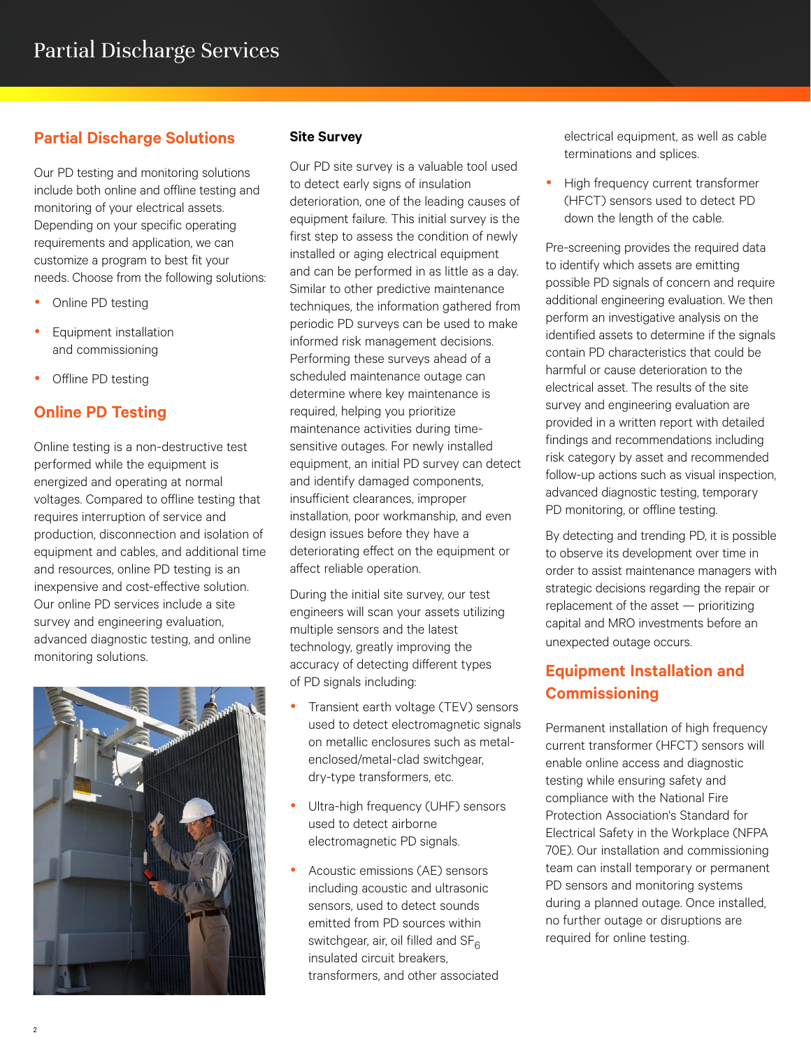# Partial Discharge Services

## Partial Discharge Solutions

Our PD testing and monitoring solutions include both online and offline testing and monitoring of your electrical assets. Depending on your specific operating requirements and application, we can customize a program to best fit your needs. Choose from the following solutions:

- Online PD testing
- Equipment installation and commissioning
- Offline PD testing

## Online PD Testing

Online testing is a non-destructive test performed while the equipment is energized and operating at normal voltages. Compared to offline testing that requires interruption of service and production, disconnection and isolation of equipment and cables, and additional time and resources, online PD testing is an inexpensive and cost-effective solution. Our online PD services include a site survey and engineering evaluation, advanced diagnostic testing, and online monitoring solutions.

### Site Survey

Our PD site survey is a valuable tool used to detect early signs of insulation deterioration, one of the leading causes of equipment failure. This initial survey is the first step to assess the condition of newly installed or aging electrical equipment and can be performed in as little as a day. Similar to other predictive maintenance techniques, the information gathered from periodic PD surveys can be used to make informed risk management decisions. Performing these surveys ahead of a scheduled maintenance outage can determine where key maintenance is required, helping you prioritize maintenance activities during time-sensitive outages. For newly installed equipment, an initial PD survey can detect and identify damaged components, insufficient clearances, improper installation, poor workmanship, and even design issues before they have a deteriorating effect on the equipment or affect reliable operation.

During the initial site survey, our test engineers will scan your assets utilizing multiple sensors and the latest technology, greatly improving the accuracy of detecting different types of PD signals including:

- Transient earth voltage (TEV) sensors used to detect electromagnetic signals on metallic enclosures such as metal-enclosed/metal-clad switchgear, dry-type transformers, etc.
- Ultra-high frequency (UHF) sensors used to detect airborne electromagnetic PD signals.
- Acoustic emissions (AE) sensors including acoustic and ultrasonic sensors, used to detect sounds emitted from PD sources within switchgear, air, oil filled and $SF_6$ insulated circuit breakers, transformers, and other associated electrical equipment, as well as cable terminations and splices.
- High frequency current transformer (HFCT) sensors used to detect PD down the length of the cable.

Pre-screening provides the required data to identify which assets are emitting possible PD signals of concern and require additional engineering evaluation. We then perform an investigative analysis on the identified assets to determine if the signals contain PD characteristics that could be harmful or cause deterioration to the electrical asset. The results of the site survey and engineering evaluation are provided in a written report with detailed findings and recommendations including risk category by asset and recommended follow-up actions such as visual inspection, advanced diagnostic testing, temporary PD monitoring, or offline testing.

By detecting and trending PD, it is possible to observe its development over time in order to assist maintenance managers with strategic decisions regarding the repair or replacement of the asset — prioritizing capital and MRO investments before an unexpected outage occurs.

## Equipment Installation and Commissioning

Permanent installation of high frequency current transformer (HFCT) sensors will enable online access and diagnostic testing while ensuring safety and compliance with the National Fire Protection Association's Standard for Electrical Safety in the Workplace (NFPA 70E). Our installation and commissioning team can install temporary or permanent PD sensors and monitoring systems during a planned outage. Once installed, no further outage or disruptions are required for online testing.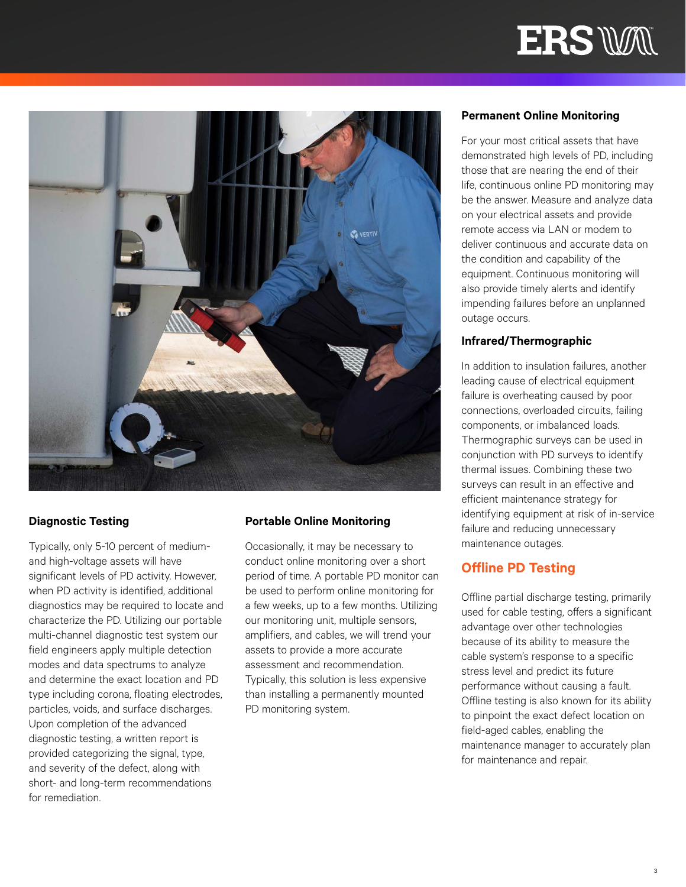### Diagnostic Testing

Typically, only 5-10 percent of medium- and high-voltage assets will have significant levels of PD activity. However, when PD activity is identified, additional diagnostics may be required to locate and characterize the PD. Utilizing our portable multi-channel diagnostic test system our field engineers apply multiple detection modes and data spectrums to analyze and determine the exact location and PD type including corona, floating electrodes, particles, voids, and surface discharges. Upon completion of the advanced diagnostic testing, a written report is provided categorizing the signal, type, and severity of the defect, along with short- and long-term recommendations for remediation.

### Portable Online Monitoring

Occasionally, it may be necessary to conduct online monitoring over a short period of time. A portable PD monitor can be used to perform online monitoring for a few weeks, up to a few months. Utilizing our monitoring unit, multiple sensors, amplifiers, and cables, we will trend your assets to provide a more accurate assessment and recommendation. Typically, this solution is less expensive than installing a permanently mounted PD monitoring system.

### Permanent Online Monitoring

For your most critical assets that have demonstrated high levels of PD, including those that are nearing the end of their life, continuous online PD monitoring may be the answer. Measure and analyze data on your electrical assets and provide remote access via LAN or modem to deliver continuous and accurate data on the condition and capability of the equipment. Continuous monitoring will also provide timely alerts and identify impending failures before an unplanned outage occurs.

### Infrared/Thermographic

In addition to insulation failures, another leading cause of electrical equipment failure is overheating caused by poor connections, overloaded circuits, failing components, or imbalanced loads. Thermographic surveys can be used in conjunction with PD surveys to identify thermal issues. Combining these two surveys can result in an effective and efficient maintenance strategy for identifying equipment at risk of in-service failure and reducing unnecessary maintenance outages.

## Offline PD Testing

Offline partial discharge testing, primarily used for cable testing, offers a significant advantage over other technologies because of its ability to measure the cable system's response to a specific stress level and predict its future performance without causing a fault. Offline testing is also known for its ability to pinpoint the exact defect location on field-aged cables, enabling the maintenance manager to accurately plan for maintenance and repair.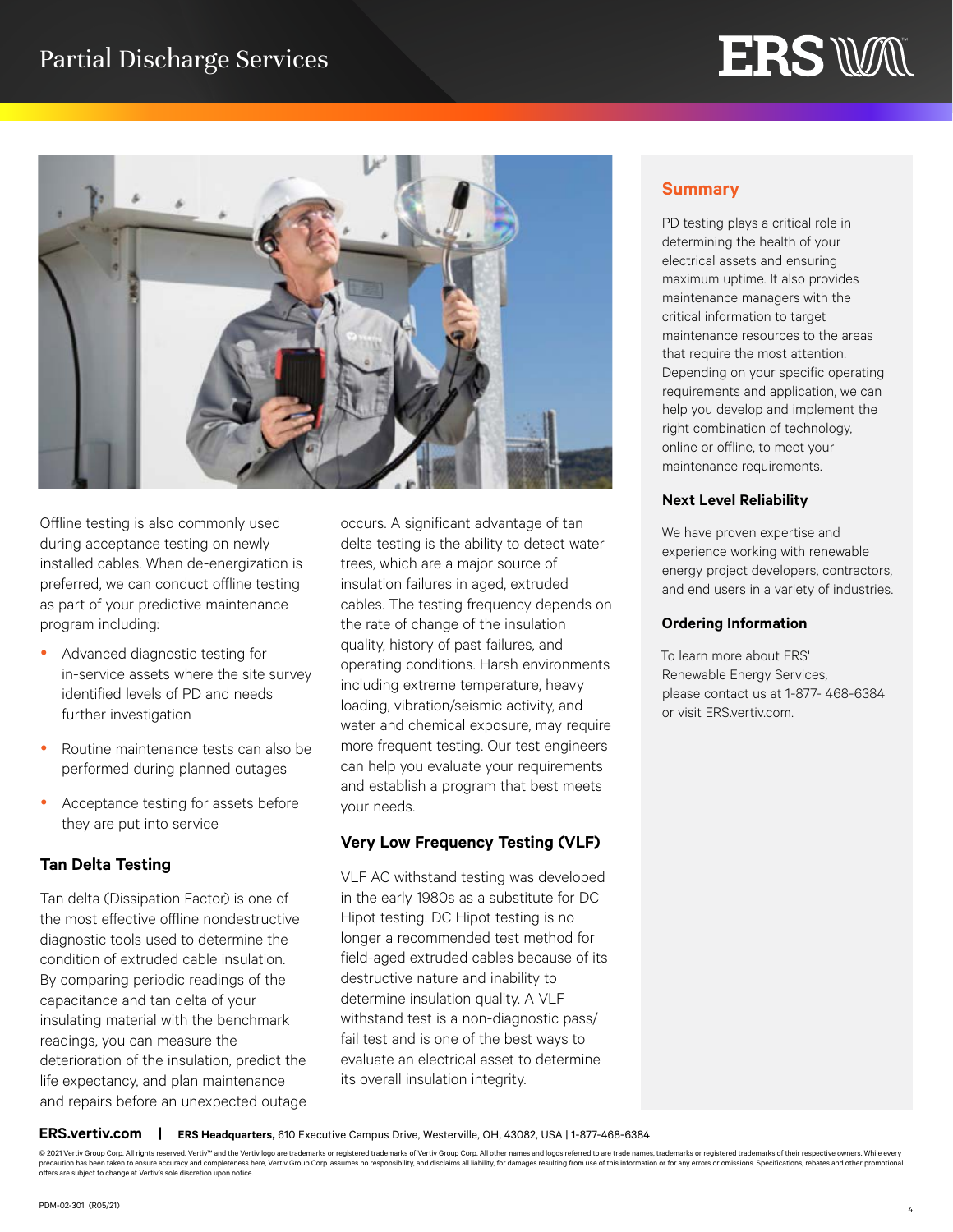Offline testing is also commonly used during acceptance testing on newly installed cables. When de-energization is preferred, we can conduct offline testing as part of your predictive maintenance program including:

- Advanced diagnostic testing for in-service assets where the site survey identified levels of PD and needs further investigation
- Routine maintenance tests can also be performed during planned outages
- Acceptance testing for assets before they are put into service

### Tan Delta Testing

Tan delta (Dissipation Factor) is one of the most effective offline nondestructive diagnostic tools used to determine the condition of extruded cable insulation. By comparing periodic readings of the capacitance and tan delta of your insulating material with the benchmark readings, you can measure the deterioration of the insulation, predict the life expectancy, and plan maintenance and repairs before an unexpected outage occurs. A significant advantage of tan delta testing is the ability to detect water trees, which are a major source of insulation failures in aged, extruded cables. The testing frequency depends on the rate of change of the insulation quality, history of past failures, and operating conditions. Harsh environments including extreme temperature, heavy loading, vibration/seismic activity, and water and chemical exposure, may require more frequent testing. Our test engineers can help you evaluate your requirements and establish a program that best meets your needs.

### Very Low Frequency Testing (VLF)

VLF AC withstand testing was developed in the early 1980s as a substitute for DC Hipot testing. DC Hipot testing is no longer a recommended test method for field-aged extruded cables because of its destructive nature and inability to determine insulation quality. A VLF withstand test is a non-diagnostic pass/fail test and is one of the best ways to evaluate an electrical asset to determine its overall insulation integrity.

## Summary

PD testing plays a critical role in determining the health of your electrical assets and ensuring maximum uptime. It also provides maintenance managers with the critical information to target maintenance resources to the areas that require the most attention. Depending on your specific operating requirements and application, we can help you develop and implement the right combination of technology, online or offline, to meet your maintenance requirements.

### Next Level Reliability

We have proven expertise and experience working with renewable energy project developers, contractors, and end users in a variety of industries.

### Ordering Information

To learn more about ERS' Renewable Energy Services, please contact us at 1-877- 468-6384 or visit ERS.vertiv.com.

**ERS.vertiv.com** | **ERS Headquarters,** 610 Executive Campus Drive, Westerville, OH, 43082, USA | 1-877-468-6384

© 2021 Vertiv Group Corp. All rights reserved. Vertiv™ and the Vertiv logo are trademarks or registered trademarks of Vertiv Group Corp. All other names and logos referred to are trade names, trademarks or registered trademarks of their respective owners. While every precaution has been taken to ensure accuracy and completeness here, Vertiv Group Corp. assumes no responsibility, and disclaims all liability, for damages resulting from use of this information or for any errors or omissions. Specifications, rebates and other promotional offers are subject to change at Vertiv's sole discretion upon notice.

PDM-02-301 (R05/21)